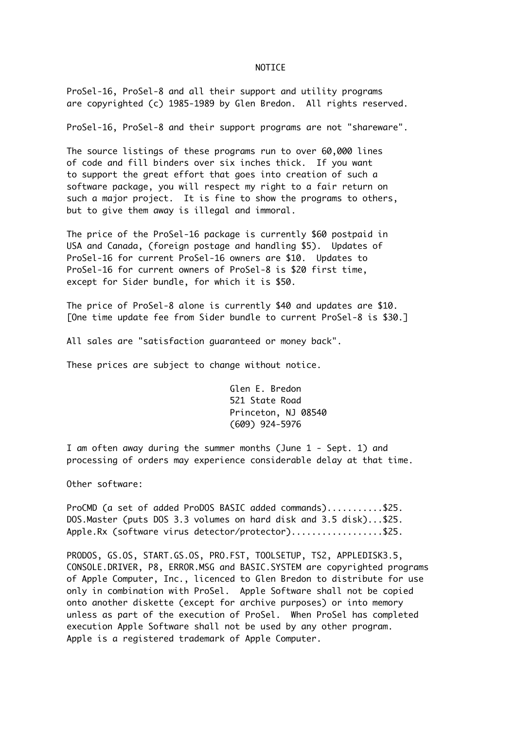# NOTICE

ProSel-16, ProSel-8 and all their support and utility programs are copyrighted (c) 1985-1989 by Glen Bredon. All rights reserved.

ProSel-16, ProSel-8 and their support programs are not "shareware".

The source listings of these programs run to over 60,000 lines of code and fill binders over six inches thick. If you want to support the great effort that goes into creation of such a software package, you will respect my right to a fair return on such a major project. It is fine to show the programs to others, but to give them away is illegal and immoral.

The price of the ProSel-16 package is currently $60 postpaid in USA and Canada, (foreign postage and handling $5). Updates of ProSel-16 for current ProSel-16 owners are $10. Updates to ProSel-16 for current owners of ProSel-8 is $20 first time, except for Sider bundle, for which it is $50.

The price of ProSel-8 alone is currently $40 and updates are $10. [One time update fee from Sider bundle to current ProSel-8 is $30.]

All sales are "satisfaction guaranteed or money back".

These prices are subject to change without notice.

Glen E. Bredon  
521 State Road  
Princeton, NJ 08540  
(609) 924-5976

I am often away during the summer months (June 1 - Sept. 1) and processing of orders may experience considerable delay at that time.

Other software:

ProCMD (a set of added ProDOS BASIC added commands)...........$25.  
DOS.Master (puts DOS 3.3 volumes on hard disk and 3.5 disk)...$25.  
Apple.Rx (software virus detector/protector)..................$25.

PRODOS, GS.OS, START.GS.OS, PRO.FST, TOOLSETUP, TS2, APPLEDISK3.5, CONSOLE.DRIVER, P8, ERROR.MSG and BASIC.SYSTEM are copyrighted programs of Apple Computer, Inc., licenced to Glen Bredon to distribute for use only in combination with ProSel. Apple Software shall not be copied onto another diskette (except for archive purposes) or into memory unless as part of the execution of ProSel. When ProSel has completed execution Apple Software shall not be used by any other program. Apple is a registered trademark of Apple Computer.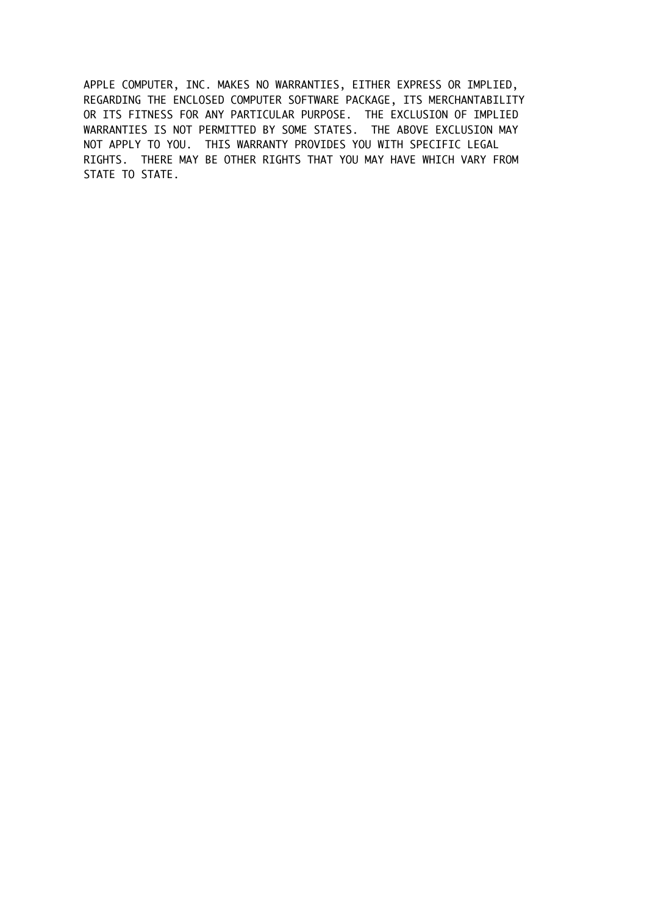APPLE COMPUTER, INC. MAKES NO WARRANTIES, EITHER EXPRESS OR IMPLIED, REGARDING THE ENCLOSED COMPUTER SOFTWARE PACKAGE, ITS MERCHANTABILITY OR ITS FITNESS FOR ANY PARTICULAR PURPOSE. THE EXCLUSION OF IMPLIED WARRANTIES IS NOT PERMITTED BY SOME STATES. THE ABOVE EXCLUSION MAY NOT APPLY TO YOU. THIS WARRANTY PROVIDES YOU WITH SPECIFIC LEGAL RIGHTS. THERE MAY BE OTHER RIGHTS THAT YOU MAY HAVE WHICH VARY FROM STATE TO STATE.